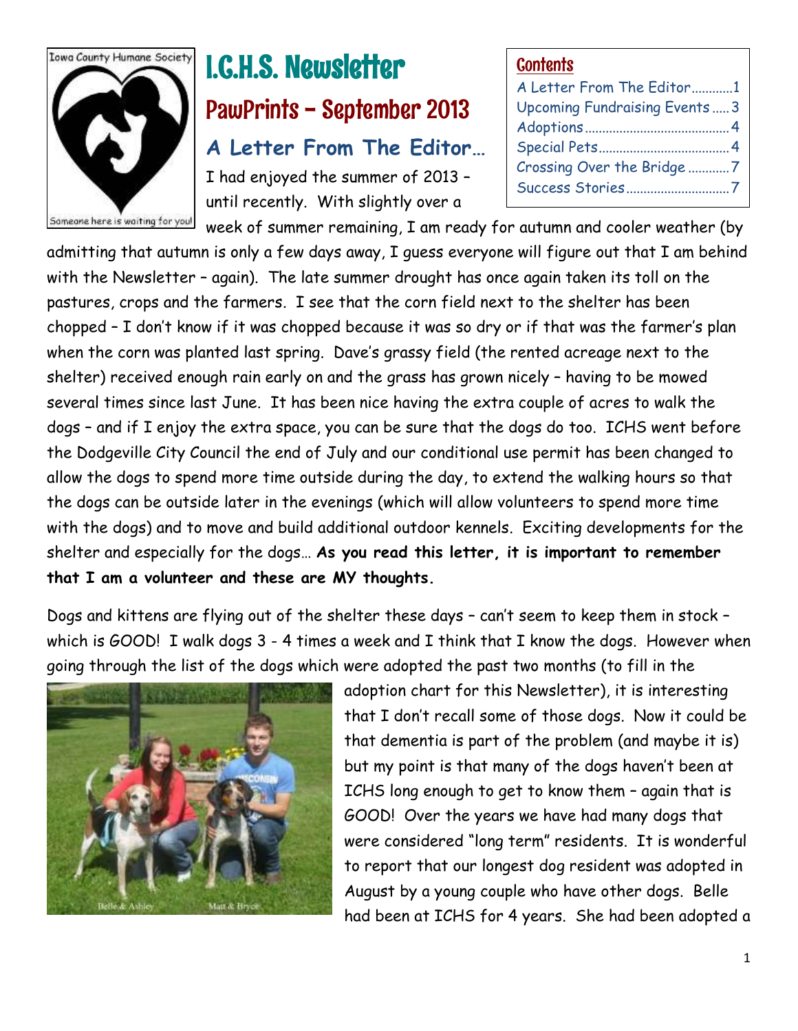Iowa County Humane Society

Someone here is waiting for you!

# I.C.H.S. Newsletter

## PawPrints – September 2013

**Contents**

- A Letter From The Editor............1
- Upcoming Fundraising Events.....3
- Adoptions..........................................4
- Special Pets......................................4
- Crossing Over the Bridge............7
- Success Stories..............................7

### A Letter From The Editor…

I had enjoyed the summer of 2013 – until recently. With slightly over a week of summer remaining, I am ready for autumn and cooler weather (by admitting that autumn is only a few days away, I guess everyone will figure out that I am behind with the Newsletter – again). The late summer drought has once again taken its toll on the pastures, crops and the farmers. I see that the corn field next to the shelter has been chopped – I don't know if it was chopped because it was so dry or if that was the farmer's plan when the corn was planted last spring. Dave's grassy field (the rented acreage next to the shelter) received enough rain early on and the grass has grown nicely – having to be mowed several times since last June. It has been nice having the extra couple of acres to walk the dogs – and if I enjoy the extra space, you can be sure that the dogs do too. ICHS went before the Dodgeville City Council the end of July and our conditional use permit has been changed to allow the dogs to spend more time outside during the day, to extend the walking hours so that the dogs can be outside later in the evenings (which will allow volunteers to spend more time with the dogs) and to move and build additional outdoor kennels. Exciting developments for the shelter and especially for the dogs… **As you read this letter, it is important to remember that I am a volunteer and these are MY thoughts.**

Dogs and kittens are flying out of the shelter these days – can't seem to keep them in stock – which is GOOD! I walk dogs 3 - 4 times a week and I think that I know the dogs. However when going through the list of the dogs which were adopted the past two months (to fill in the adoption chart for this Newsletter), it is interesting that I don't recall some of those dogs. Now it could be that dementia is part of the problem (and maybe it is) but my point is that many of the dogs haven't been at ICHS long enough to get to know them – again that is GOOD! Over the years we have had many dogs that were considered "long term" residents. It is wonderful to report that our longest dog resident was adopted in August by a young couple who have other dogs. Belle had been at ICHS for 4 years. She had been adopted a

Belle & Ashley Matt & Bryce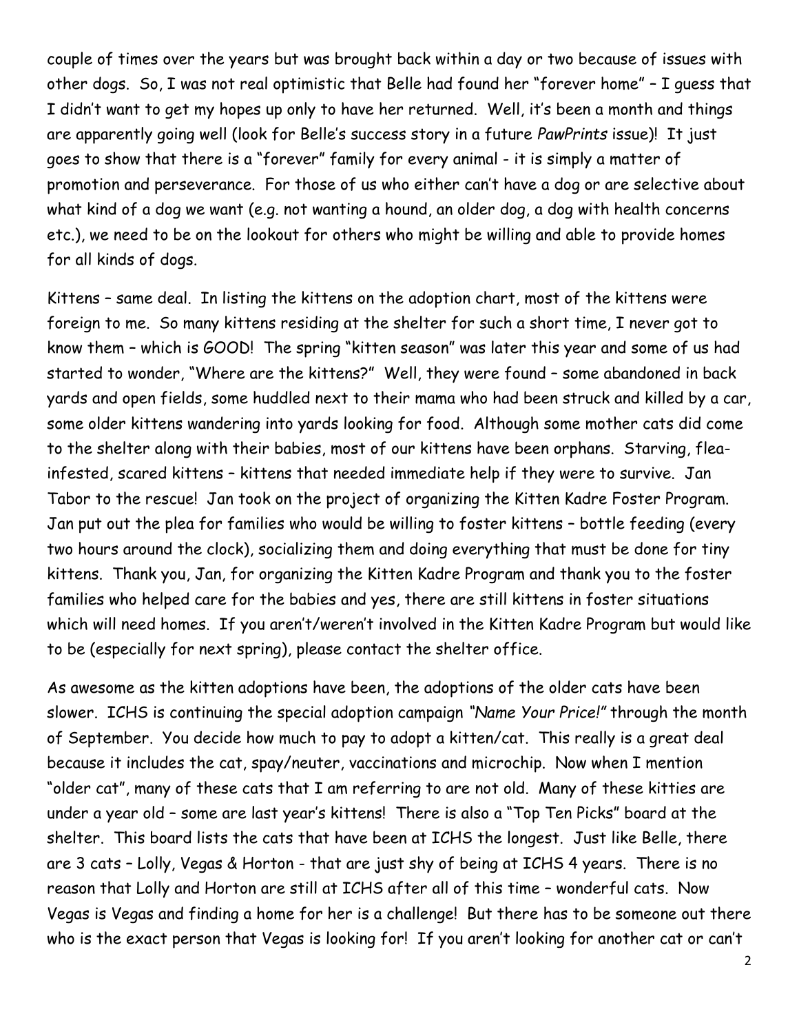couple of times over the years but was brought back within a day or two because of issues with other dogs. So, I was not real optimistic that Belle had found her "forever home" – I guess that I didn't want to get my hopes up only to have her returned. Well, it's been a month and things are apparently going well (look for Belle's success story in a future *PawPrints* issue)! It just goes to show that there is a "forever" family for every animal - it is simply a matter of promotion and perseverance. For those of us who either can't have a dog or are selective about what kind of a dog we want (e.g. not wanting a hound, an older dog, a dog with health concerns etc.), we need to be on the lookout for others who might be willing and able to provide homes for all kinds of dogs.

Kittens – same deal. In listing the kittens on the adoption chart, most of the kittens were foreign to me. So many kittens residing at the shelter for such a short time, I never got to know them – which is GOOD! The spring "kitten season" was later this year and some of us had started to wonder, "Where are the kittens?" Well, they were found – some abandoned in back yards and open fields, some huddled next to their mama who had been struck and killed by a car, some older kittens wandering into yards looking for food. Although some mother cats did come to the shelter along with their babies, most of our kittens have been orphans. Starving, flea-infested, scared kittens – kittens that needed immediate help if they were to survive. Jan Tabor to the rescue! Jan took on the project of organizing the Kitten Kadre Foster Program. Jan put out the plea for families who would be willing to foster kittens – bottle feeding (every two hours around the clock), socializing them and doing everything that must be done for tiny kittens. Thank you, Jan, for organizing the Kitten Kadre Program and thank you to the foster families who helped care for the babies and yes, there are still kittens in foster situations which will need homes. If you aren't/weren't involved in the Kitten Kadre Program but would like to be (especially for next spring), please contact the shelter office.

As awesome as the kitten adoptions have been, the adoptions of the older cats have been slower. ICHS is continuing the special adoption campaign *"Name Your Price!"* through the month of September. You decide how much to pay to adopt a kitten/cat. This really is a great deal because it includes the cat, spay/neuter, vaccinations and microchip. Now when I mention "older cat", many of these cats that I am referring to are not old. Many of these kitties are under a year old – some are last year's kittens! There is also a "Top Ten Picks" board at the shelter. This board lists the cats that have been at ICHS the longest. Just like Belle, there are 3 cats – Lolly, Vegas & Horton - that are just shy of being at ICHS 4 years. There is no reason that Lolly and Horton are still at ICHS after all of this time – wonderful cats. Now Vegas is Vegas and finding a home for her is a challenge! But there has to be someone out there who is the exact person that Vegas is looking for! If you aren't looking for another cat or can't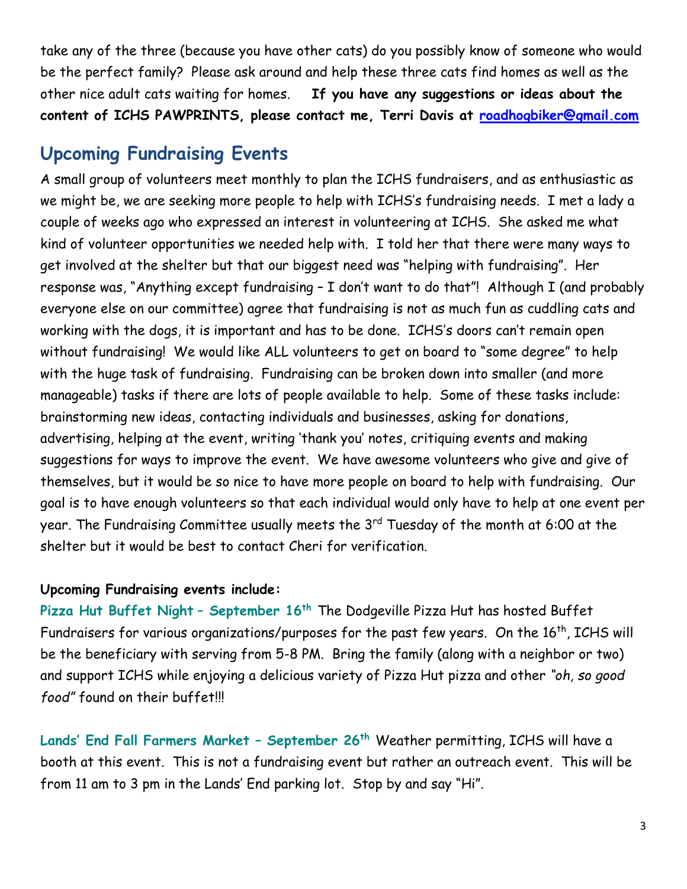take any of the three (because you have other cats) do you possibly know of someone who would be the perfect family? Please ask around and help these three cats find homes as well as the other nice adult cats waiting for homes. **If you have any suggestions or ideas about the content of ICHS PAWPRINTS, please contact me, Terri Davis at roadhogbiker@gmail.com**

## Upcoming Fundraising Events

A small group of volunteers meet monthly to plan the ICHS fundraisers, and as enthusiastic as we might be, we are seeking more people to help with ICHS's fundraising needs. I met a lady a couple of weeks ago who expressed an interest in volunteering at ICHS. She asked me what kind of volunteer opportunities we needed help with. I told her that there were many ways to get involved at the shelter but that our biggest need was "helping with fundraising". Her response was, "Anything except fundraising – I don't want to do that"! Although I (and probably everyone else on our committee) agree that fundraising is not as much fun as cuddling cats and working with the dogs, it is important and has to be done. ICHS's doors can't remain open without fundraising! We would like ALL volunteers to get on board to "some degree" to help with the huge task of fundraising. Fundraising can be broken down into smaller (and more manageable) tasks if there are lots of people available to help. Some of these tasks include: brainstorming new ideas, contacting individuals and businesses, asking for donations, advertising, helping at the event, writing 'thank you' notes, critiquing events and making suggestions for ways to improve the event. We have awesome volunteers who give and give of themselves, but it would be so nice to have more people on board to help with fundraising. Our goal is to have enough volunteers so that each individual would only have to help at one event per year. The Fundraising Committee usually meets the 3rd Tuesday of the month at 6:00 at the shelter but it would be best to contact Cheri for verification.

**Upcoming Fundraising events include:**

**Pizza Hut Buffet Night – September 16th** The Dodgeville Pizza Hut has hosted Buffet Fundraisers for various organizations/purposes for the past few years. On the 16th, ICHS will be the beneficiary with serving from 5-8 PM. Bring the family (along with a neighbor or two) and support ICHS while enjoying a delicious variety of Pizza Hut pizza and other *"oh, so good food"* found on their buffet!!!

**Lands' End Fall Farmers Market – September 26th** Weather permitting, ICHS will have a booth at this event. This is not a fundraising event but rather an outreach event. This will be from 11 am to 3 pm in the Lands' End parking lot. Stop by and say "Hi".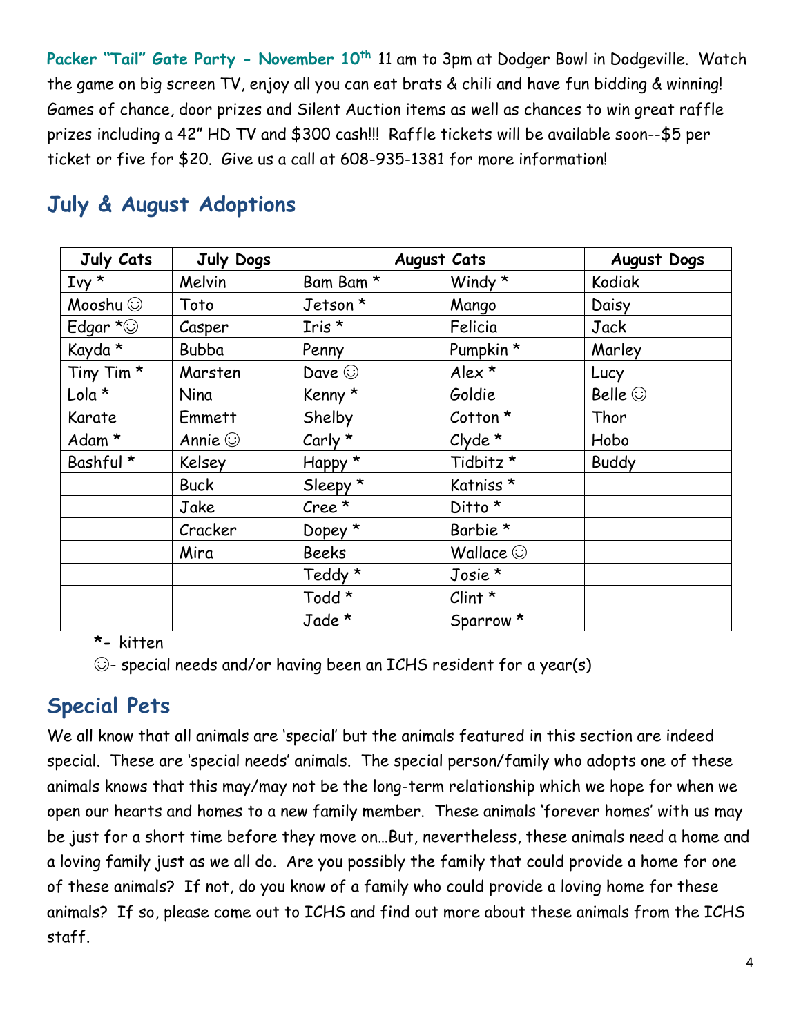**Packer "Tail" Gate Party - November 10th** 11 am to 3pm at Dodger Bowl in Dodgeville. Watch the game on big screen TV, enjoy all you can eat brats & chili and have fun bidding & winning! Games of chance, door prizes and Silent Auction items as well as chances to win great raffle prizes including a 42" HD TV and $300 cash!!! Raffle tickets will be available soon--$5 per ticket or five for $20. Give us a call at 608-935-1381 for more information!

## July & August Adoptions

| July Cats | July Dogs | August Cats | | August Dogs |
|---|---|---|---|---|
| Ivy * | Melvin | Bam Bam * | Windy * | Kodiak |
| Mooshu ☺ | Toto | Jetson * | Mango | Daisy |
| Edgar *☺ | Casper | Iris * | Felicia | Jack |
| Kayda * | Bubba | Penny | Pumpkin * | Marley |
| Tiny Tim * | Marsten | Dave ☺ | Alex * | Lucy |
| Lola * | Nina | Kenny * | Goldie | Belle ☺ |
| Karate | Emmett | Shelby | Cotton * | Thor |
| Adam * | Annie ☺ | Carly * | Clyde * | Hobo |
| Bashful * | Kelsey | Happy * | Tidbitz * | Buddy |
| | Buck | Sleepy * | Katniss * | |
| | Jake | Cree * | Ditto * | |
| | Cracker | Dopey * | Barbie * | |
| | Mira | Beeks | Wallace ☺ | |
| | | Teddy * | Josie * | |
| | | Todd * | Clint * | |
| | | Jade * | Sparrow * | |

*- kitten

☺- special needs and/or having been an ICHS resident for a year(s)

## Special Pets

We all know that all animals are 'special' but the animals featured in this section are indeed special. These are 'special needs' animals. The special person/family who adopts one of these animals knows that this may/may not be the long-term relationship which we hope for when we open our hearts and homes to a new family member. These animals 'forever homes' with us may be just for a short time before they move on…But, nevertheless, these animals need a home and a loving family just as we all do. Are you possibly the family that could provide a home for one of these animals? If not, do you know of a family who could provide a loving home for these animals? If so, please come out to ICHS and find out more about these animals from the ICHS staff.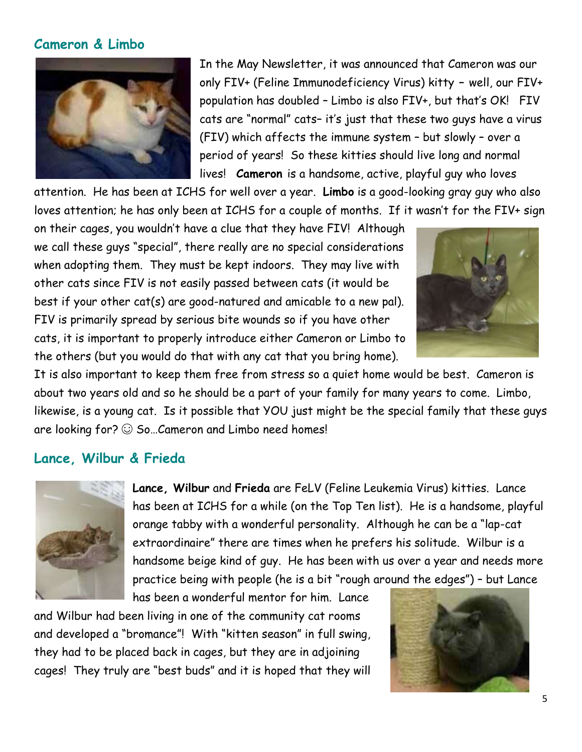## Cameron & Limbo

In the May Newsletter, it was announced that Cameron was our only FIV+ (Feline Immunodeficiency Virus) kitty – well, our FIV+ population has doubled – Limbo is also FIV+, but that's OK! FIV cats are "normal" cats– it's just that these two guys have a virus (FIV) which affects the immune system – but slowly – over a period of years! So these kitties should live long and normal lives! **Cameron** is a handsome, active, playful guy who loves attention. He has been at ICHS for well over a year. **Limbo** is a good-looking gray guy who also loves attention; he has only been at ICHS for a couple of months. If it wasn't for the FIV+ sign on their cages, you wouldn't have a clue that they have FIV! Although we call these guys "special", there really are no special considerations when adopting them. They must be kept indoors. They may live with other cats since FIV is not easily passed between cats (it would be best if your other cat(s) are good-natured and amicable to a new pal). FIV is primarily spread by serious bite wounds so if you have other cats, it is important to properly introduce either Cameron or Limbo to the others (but you would do that with any cat that you bring home). It is also important to keep them free from stress so a quiet home would be best. Cameron is about two years old and so he should be a part of your family for many years to come. Limbo, likewise, is a young cat. Is it possible that YOU just might be the special family that these guys are looking for? ☺ So…Cameron and Limbo need homes!

## Lance, Wilbur & Frieda

**Lance, Wilbur** and **Frieda** are FeLV (Feline Leukemia Virus) kitties. Lance has been at ICHS for a while (on the Top Ten list). He is a handsome, playful orange tabby with a wonderful personality. Although he can be a "lap-cat extraordinaire" there are times when he prefers his solitude. Wilbur is a handsome beige kind of guy. He has been with us over a year and needs more practice being with people (he is a bit "rough around the edges") – but Lance has been a wonderful mentor for him. Lance and Wilbur had been living in one of the community cat rooms and developed a "bromance"! With "kitten season" in full swing, they had to be placed back in cages, but they are in adjoining cages! They truly are "best buds" and it is hoped that they will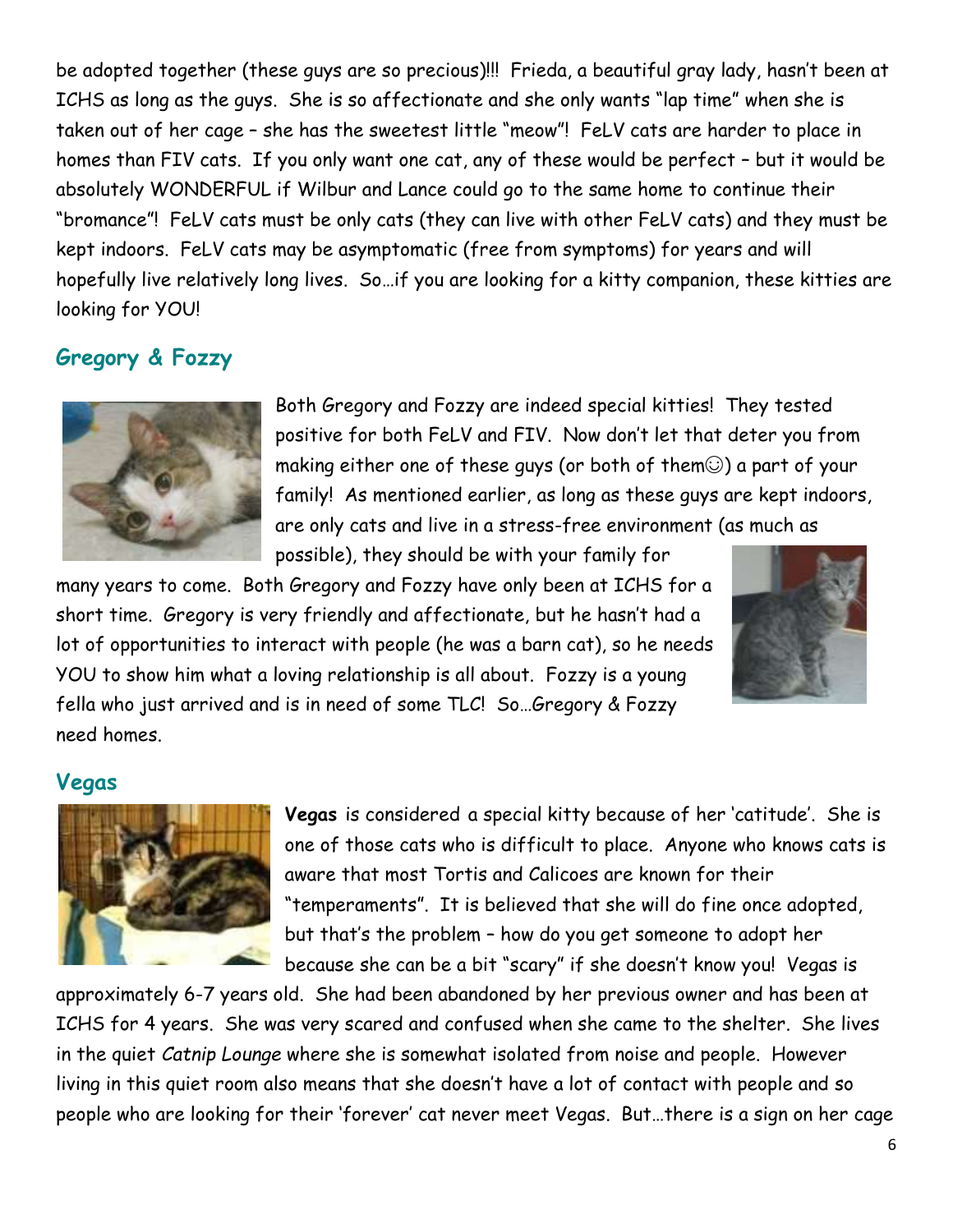be adopted together (these guys are so precious)!!! Frieda, a beautiful gray lady, hasn't been at ICHS as long as the guys. She is so affectionate and she only wants "lap time" when she is taken out of her cage – she has the sweetest little "meow"! FeLV cats are harder to place in homes than FIV cats. If you only want one cat, any of these would be perfect – but it would be absolutely WONDERFUL if Wilbur and Lance could go to the same home to continue their "bromance"! FeLV cats must be only cats (they can live with other FeLV cats) and they must be kept indoors. FeLV cats may be asymptomatic (free from symptoms) for years and will hopefully live relatively long lives. So…if you are looking for a kitty companion, these kitties are looking for YOU!

## Gregory & Fozzy

Both Gregory and Fozzy are indeed special kitties! They tested positive for both FeLV and FIV. Now don't let that deter you from making either one of these guys (or both of them☺) a part of your family! As mentioned earlier, as long as these guys are kept indoors, are only cats and live in a stress-free environment (as much as possible), they should be with your family for many years to come. Both Gregory and Fozzy have only been at ICHS for a short time. Gregory is very friendly and affectionate, but he hasn't had a lot of opportunities to interact with people (he was a barn cat), so he needs YOU to show him what a loving relationship is all about. Fozzy is a young fella who just arrived and is in need of some TLC! So…Gregory & Fozzy need homes.

## Vegas

**Vegas** is considered a special kitty because of her 'catitude'. She is one of those cats who is difficult to place. Anyone who knows cats is aware that most Tortis and Calicoes are known for their "temperaments". It is believed that she will do fine once adopted, but that's the problem – how do you get someone to adopt her because she can be a bit "scary" if she doesn't know you! Vegas is approximately 6-7 years old. She had been abandoned by her previous owner and has been at ICHS for 4 years. She was very scared and confused when she came to the shelter. She lives in the quiet *Catnip Lounge* where she is somewhat isolated from noise and people. However living in this quiet room also means that she doesn't have a lot of contact with people and so people who are looking for their 'forever' cat never meet Vegas. But…there is a sign on her cage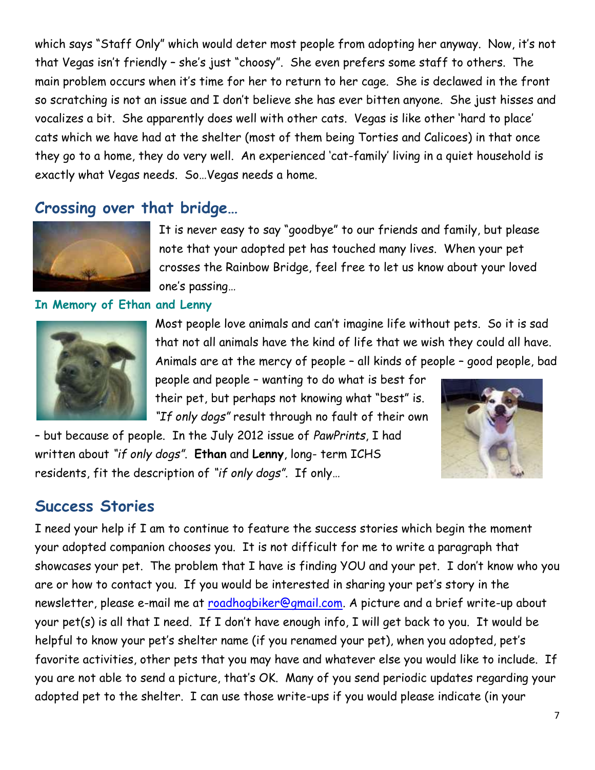which says "Staff Only" which would deter most people from adopting her anyway. Now, it's not that Vegas isn't friendly – she's just "choosy". She even prefers some staff to others. The main problem occurs when it's time for her to return to her cage. She is declawed in the front so scratching is not an issue and I don't believe she has ever bitten anyone. She just hisses and vocalizes a bit. She apparently does well with other cats. Vegas is like other 'hard to place' cats which we have had at the shelter (most of them being Torties and Calicoes) in that once they go to a home, they do very well. An experienced 'cat-family' living in a quiet household is exactly what Vegas needs. So…Vegas needs a home.

## Crossing over that bridge…

It is never easy to say "goodbye" to our friends and family, but please note that your adopted pet has touched many lives. When your pet crosses the Rainbow Bridge, feel free to let us know about your loved one's passing…

### In Memory of Ethan and Lenny

Most people love animals and can't imagine life without pets. So it is sad that not all animals have the kind of life that we wish they could all have. Animals are at the mercy of people – all kinds of people – good people, bad people and people – wanting to do what is best for their pet, but perhaps not knowing what "best" is. *"If only dogs"* result through no fault of their own – but because of people. In the July 2012 issue of *PawPrints*, I had written about *"if only dogs"*. **Ethan** and **Lenny**, long- term ICHS residents, fit the description of *"if only dogs"*. If only…

## Success Stories

I need your help if I am to continue to feature the success stories which begin the moment your adopted companion chooses you. It is not difficult for me to write a paragraph that showcases your pet. The problem that I have is finding YOU and your pet. I don't know who you are or how to contact you. If you would be interested in sharing your pet's story in the newsletter, please e-mail me at roadhogbiker@gmail.com. A picture and a brief write-up about your pet(s) is all that I need. If I don't have enough info, I will get back to you. It would be helpful to know your pet's shelter name (if you renamed your pet), when you adopted, pet's favorite activities, other pets that you may have and whatever else you would like to include. If you are not able to send a picture, that's OK. Many of you send periodic updates regarding your adopted pet to the shelter. I can use those write-ups if you would please indicate (in your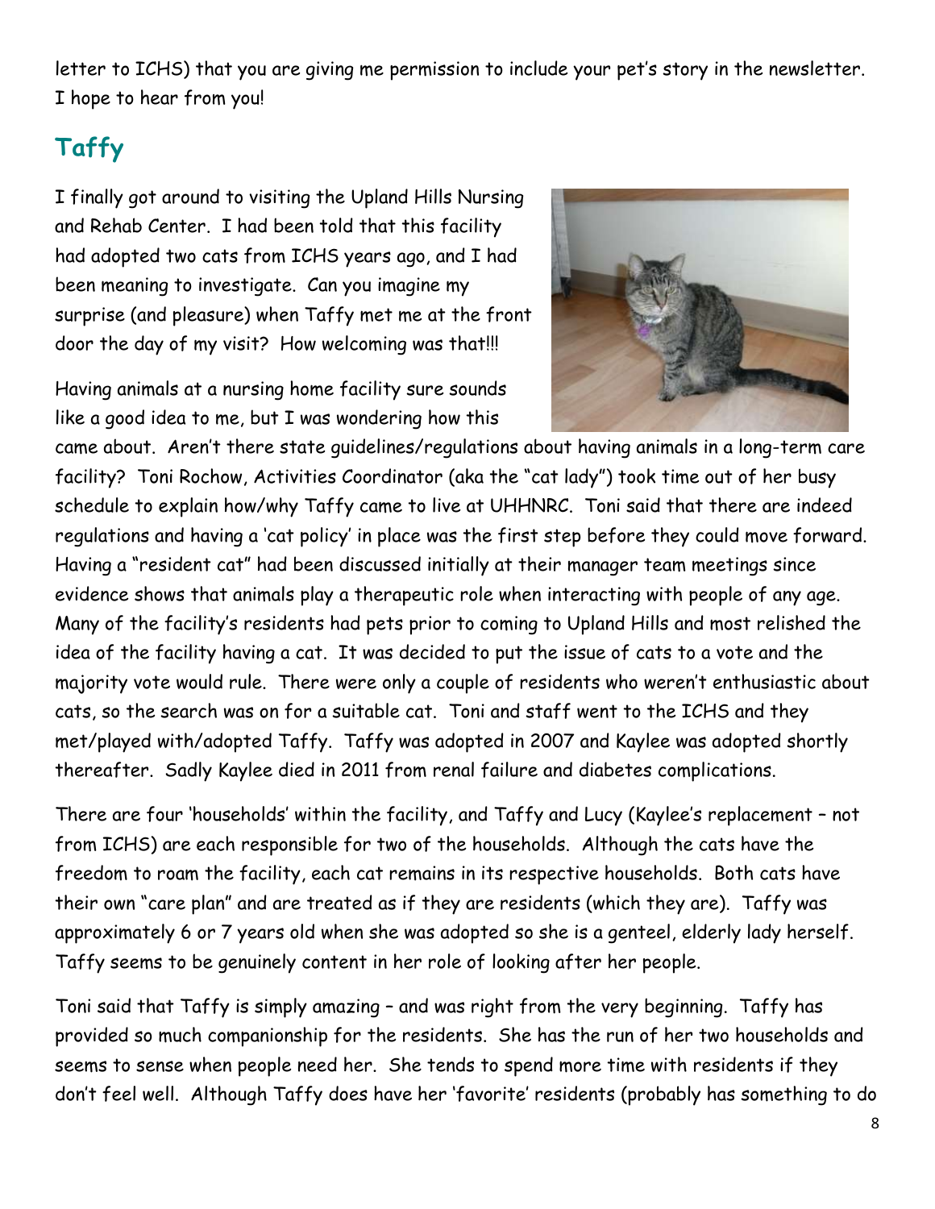letter to ICHS) that you are giving me permission to include your pet's story in the newsletter. I hope to hear from you!

## Taffy

I finally got around to visiting the Upland Hills Nursing and Rehab Center. I had been told that this facility had adopted two cats from ICHS years ago, and I had been meaning to investigate. Can you imagine my surprise (and pleasure) when Taffy met me at the front door the day of my visit? How welcoming was that!!!

Having animals at a nursing home facility sure sounds like a good idea to me, but I was wondering how this came about. Aren't there state guidelines/regulations about having animals in a long-term care facility? Toni Rochow, Activities Coordinator (aka the "cat lady") took time out of her busy schedule to explain how/why Taffy came to live at UHHNRC. Toni said that there are indeed regulations and having a 'cat policy' in place was the first step before they could move forward. Having a "resident cat" had been discussed initially at their manager team meetings since evidence shows that animals play a therapeutic role when interacting with people of any age. Many of the facility's residents had pets prior to coming to Upland Hills and most relished the idea of the facility having a cat. It was decided to put the issue of cats to a vote and the majority vote would rule. There were only a couple of residents who weren't enthusiastic about cats, so the search was on for a suitable cat. Toni and staff went to the ICHS and they met/played with/adopted Taffy. Taffy was adopted in 2007 and Kaylee was adopted shortly thereafter. Sadly Kaylee died in 2011 from renal failure and diabetes complications.

There are four 'households' within the facility, and Taffy and Lucy (Kaylee's replacement – not from ICHS) are each responsible for two of the households. Although the cats have the freedom to roam the facility, each cat remains in its respective households. Both cats have their own "care plan" and are treated as if they are residents (which they are). Taffy was approximately 6 or 7 years old when she was adopted so she is a genteel, elderly lady herself. Taffy seems to be genuinely content in her role of looking after her people.

Toni said that Taffy is simply amazing – and was right from the very beginning. Taffy has provided so much companionship for the residents. She has the run of her two households and seems to sense when people need her. She tends to spend more time with residents if they don't feel well. Although Taffy does have her 'favorite' residents (probably has something to do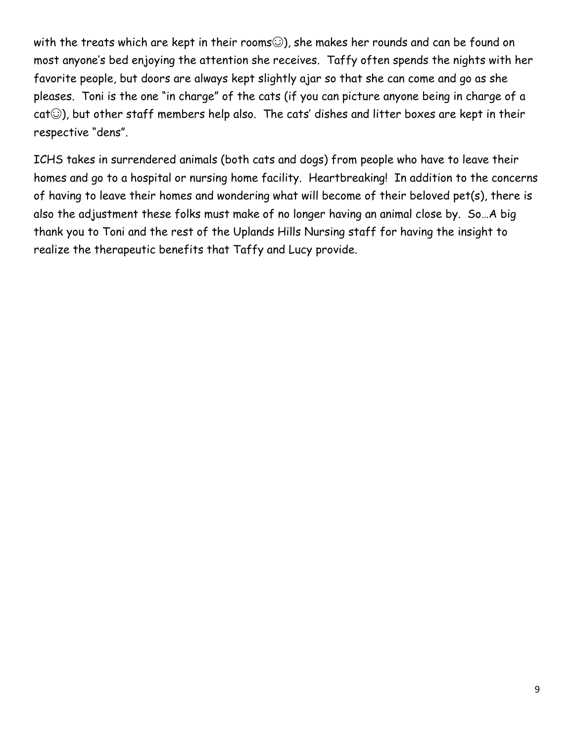with the treats which are kept in their rooms☺), she makes her rounds and can be found on most anyone's bed enjoying the attention she receives. Taffy often spends the nights with her favorite people, but doors are always kept slightly ajar so that she can come and go as she pleases. Toni is the one "in charge" of the cats (if you can picture anyone being in charge of a cat☺), but other staff members help also. The cats' dishes and litter boxes are kept in their respective "dens".

ICHS takes in surrendered animals (both cats and dogs) from people who have to leave their homes and go to a hospital or nursing home facility. Heartbreaking! In addition to the concerns of having to leave their homes and wondering what will become of their beloved pet(s), there is also the adjustment these folks must make of no longer having an animal close by. So…A big thank you to Toni and the rest of the Uplands Hills Nursing staff for having the insight to realize the therapeutic benefits that Taffy and Lucy provide.